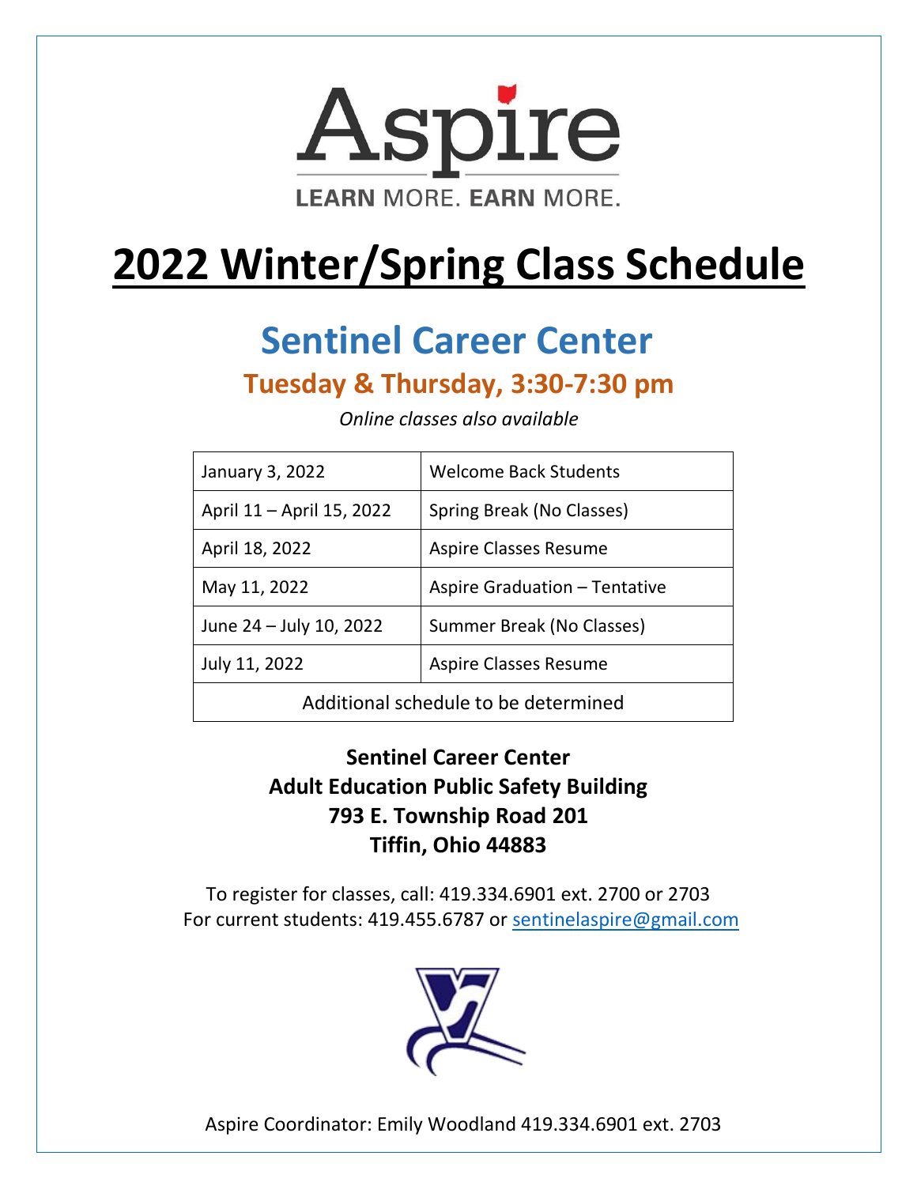Aspire

LEARN MORE. EARN MORE.

# 2022 Winter/Spring Class Schedule

## Sentinel Career Center

### Tuesday & Thursday, 3:30-7:30 pm

*Online classes also available*

| | |
|---|---|
| January 3, 2022 | Welcome Back Students |
| April 11 – April 15, 2022 | Spring Break (No Classes) |
| April 18, 2022 | Aspire Classes Resume |
| May 11, 2022 | Aspire Graduation – Tentative |
| June 24 – July 10, 2022 | Summer Break (No Classes) |
| July 11, 2022 | Aspire Classes Resume |
| Additional schedule to be determined | |

**Sentinel Career Center**
**Adult Education Public Safety Building**
**793 E. Township Road 201**
**Tiffin, Ohio 44883**

To register for classes, call: 419.334.6901 ext. 2700 or 2703
For current students: 419.455.6787 or sentinelaspire@gmail.com

Aspire Coordinator: Emily Woodland 419.334.6901 ext. 2703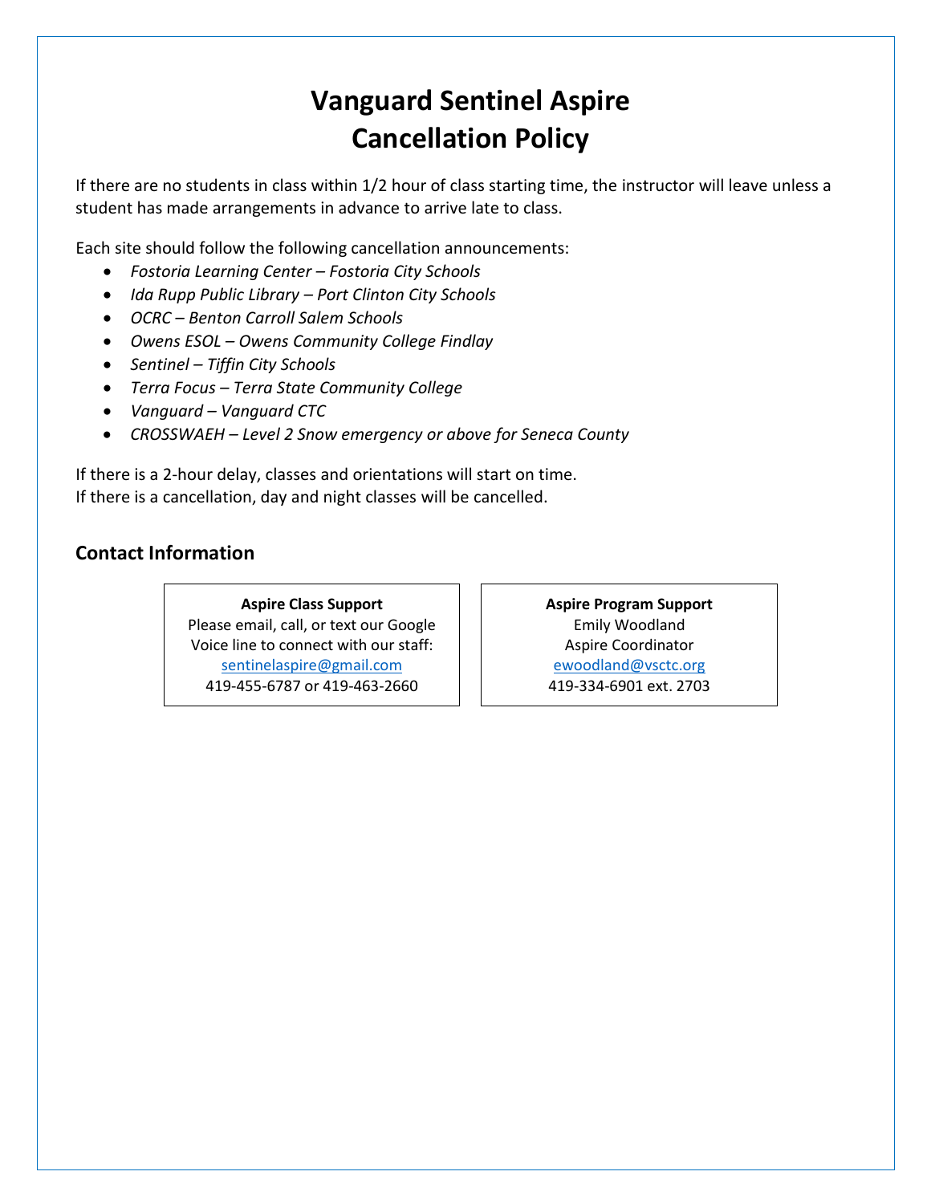# Vanguard Sentinel Aspire
# Cancellation Policy

If there are no students in class within 1/2 hour of class starting time, the instructor will leave unless a student has made arrangements in advance to arrive late to class.

Each site should follow the following cancellation announcements:

- *Fostoria Learning Center – Fostoria City Schools*
- *Ida Rupp Public Library – Port Clinton City Schools*
- *OCRC – Benton Carroll Salem Schools*
- *Owens ESOL – Owens Community College Findlay*
- *Sentinel – Tiffin City Schools*
- *Terra Focus – Terra State Community College*
- *Vanguard – Vanguard CTC*
- *CROSSWAEH – Level 2 Snow emergency or above for Seneca County*

If there is a 2-hour delay, classes and orientations will start on time.
If there is a cancellation, day and night classes will be cancelled.

## Contact Information

**Aspire Class Support**
Please email, call, or text our Google Voice line to connect with our staff:
sentinelaspire@gmail.com
419-455-6787 or 419-463-2660

**Aspire Program Support**
Emily Woodland
Aspire Coordinator
ewoodland@vsctc.org
419-334-6901 ext. 2703